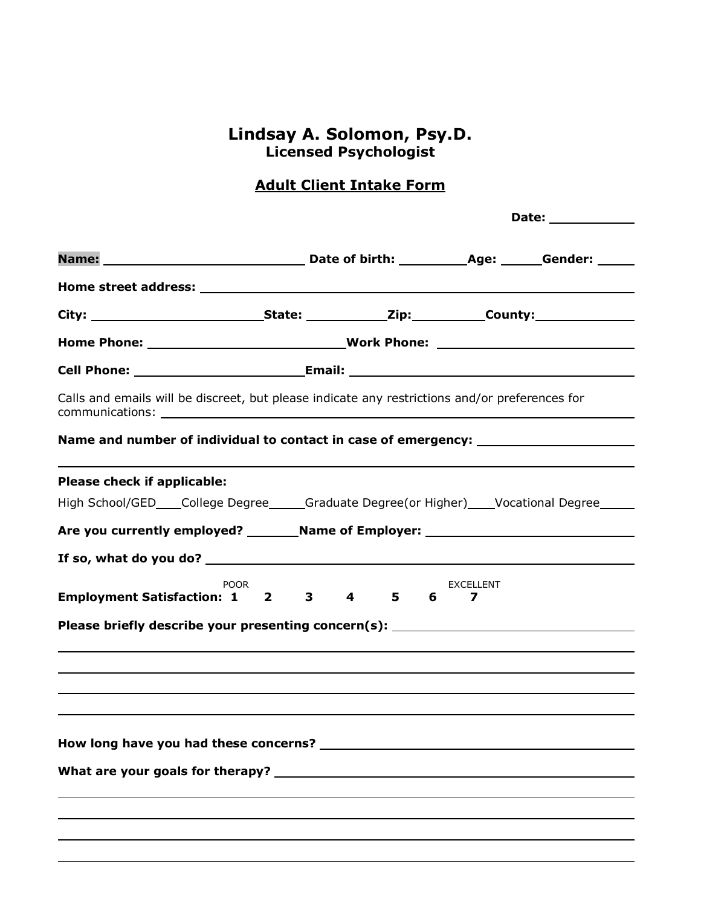# Lindsay A. Solomon, Psy.D.

## Licensed Psychologist

### Adult Client Intake Form

**Date:** ____________

**Name:** ____________________________ **Date of birth:** __________ **Age:** ______ **Gender:** ______

**Home street address:** ________________________________________________

**City:** ________________________ **State:** ___________ **Zip:** __________ **County:** ______________

**Home Phone:** ___________________________ **Work Phone:** ___________________________

**Cell Phone:** ________________________ **Email:** ________________________________________

Calls and emails will be discreet, but please indicate any restrictions and/or preferences for communications: ________________________________________________

**Name and number of individual to contact in case of emergency:** ______________________

________________________________________________________________________________

**Please check if applicable:**

High School/GED____ College Degree_____ Graduate Degree(or Higher)____ Vocational Degree_____

**Are you currently employed?** _______ **Name of Employer:** ____________________________

**If so, what do you do?** ________________________________________________

**Employment Satisfaction:** **1** (POOR) **2** **3** **4** **5** **6** **7** (EXCELLENT)

**Please briefly describe your presenting concern(s):** ______________________________________

________________________________________________________________________________

________________________________________________________________________________

________________________________________________________________________________

________________________________________________________________________________

**How long have you had these concerns?** ________________________________________

**What are your goals for therapy?** ________________________________________________

________________________________________________________________________________

________________________________________________________________________________

________________________________________________________________________________

________________________________________________________________________________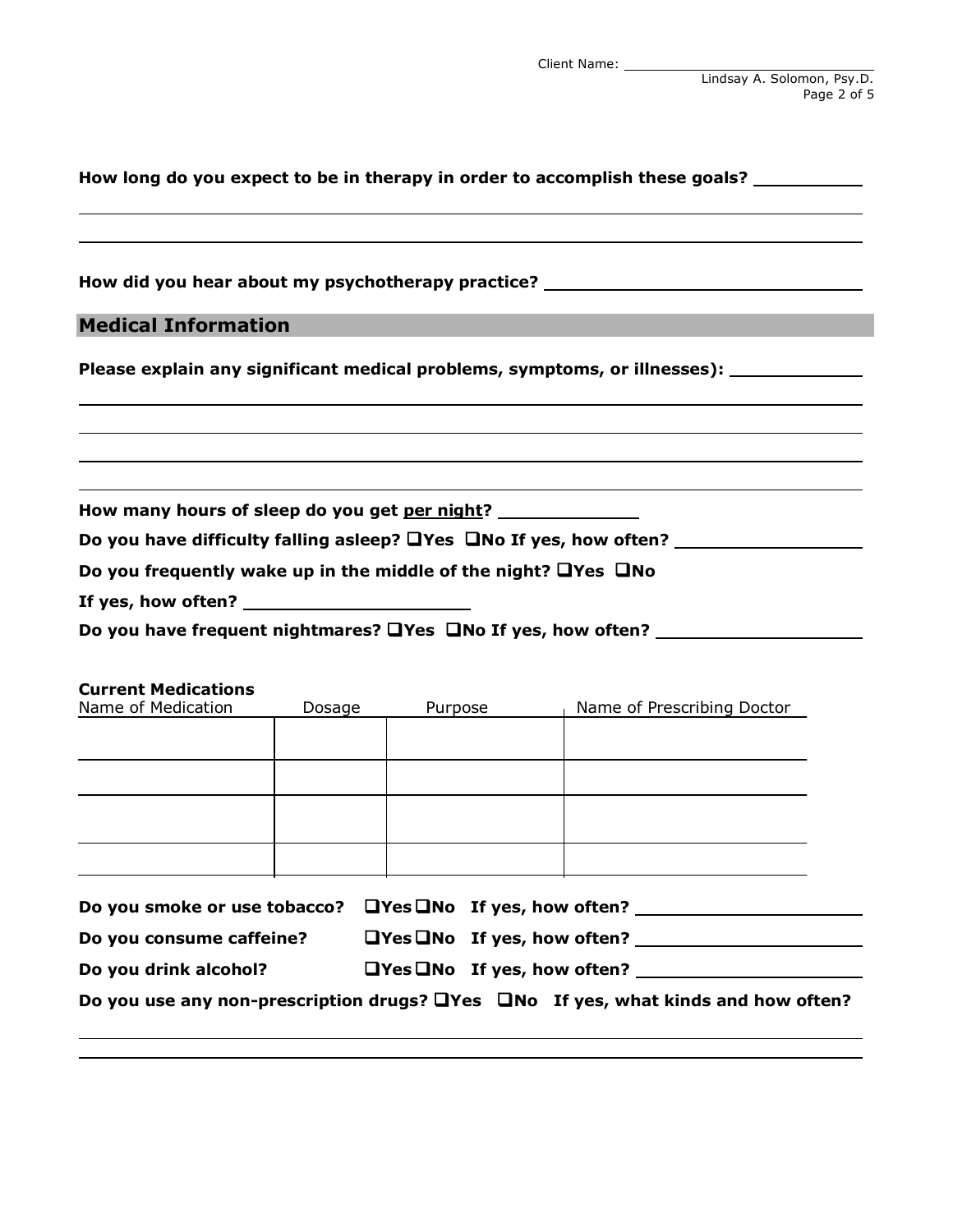**How long do you expect to be in therapy in order to accomplish these goals?** ____________

________________________________________________________________________

________________________________________________________________________

**How did you hear about my psychotherapy practice?** ______________________________

## Medical Information

**Please explain any significant medical problems, symptoms, or illnesses):** ____________

________________________________________________________________________

________________________________________________________________________

________________________________________________________________________

________________________________________________________________________

**How many hours of sleep do you get <u>per night</u>?** ______________

**Do you have difficulty falling asleep? ❑Yes ❑No If yes, how often?** __________________

**Do you frequently wake up in the middle of the night? ❑Yes ❑No**

**If yes, how often?** ______________________

**Do you have frequent nightmares? ❑Yes ❑No If yes, how often?** ____________________

**Current Medications**

| Name of Medication | Dosage | Purpose | Name of Prescribing Doctor |
|---|---|---|---|
| | | | |
| | | | |
| | | | |
| | | | |

**Do you smoke or use tobacco? ❑Yes ❑No If yes, how often?** ______________________

**Do you consume caffeine? ❑Yes ❑No If yes, how often?** ______________________

**Do you drink alcohol? ❑Yes ❑No If yes, how often?** ______________________

**Do you use any non-prescription drugs? ❑Yes ❑No If yes, what kinds and how often?**

________________________________________________________________________

________________________________________________________________________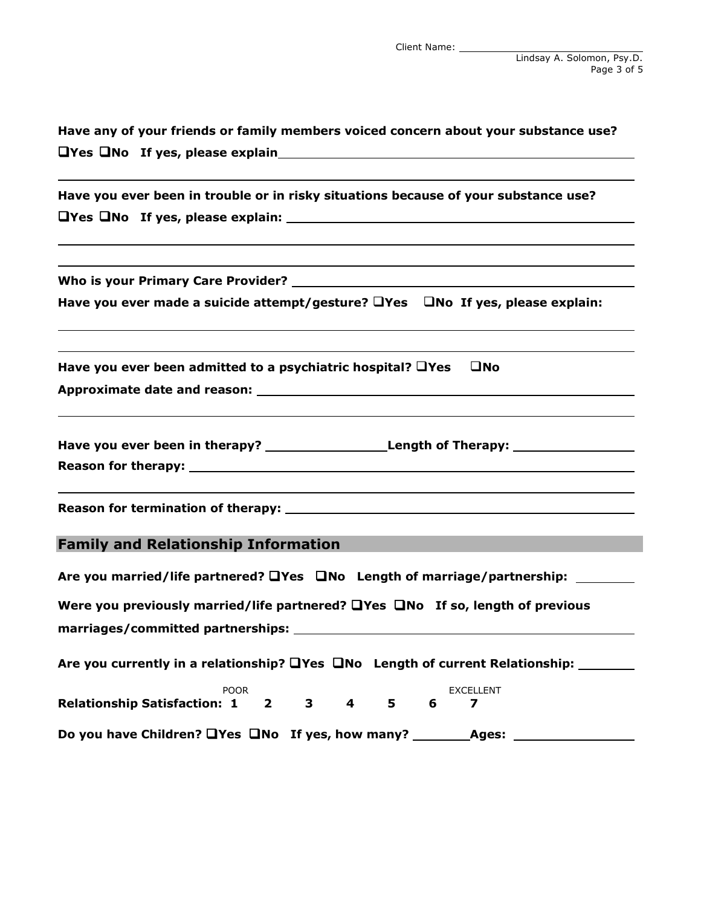**Have any of your friends or family members voiced concern about your substance use?**
**❑Yes ❑No If yes, please explain** \_\_\_\_\_\_\_\_\_\_\_\_\_\_\_\_\_\_\_\_\_\_\_\_\_\_\_\_\_\_\_\_\_\_\_\_\_\_\_\_

\_\_\_\_\_\_\_\_\_\_\_\_\_\_\_\_\_\_\_\_\_\_\_\_\_\_\_\_\_\_\_\_\_\_\_\_\_\_\_\_\_\_\_\_\_\_\_\_\_\_\_\_\_\_\_\_\_\_\_\_\_\_\_\_\_\_\_\_\_\_\_\_\_\_\_

**Have you ever been in trouble or in risky situations because of your substance use?**
**❑Yes ❑No If yes, please explain:** \_\_\_\_\_\_\_\_\_\_\_\_\_\_\_\_\_\_\_\_\_\_\_\_\_\_\_\_\_\_\_\_\_\_\_\_\_\_\_\_

\_\_\_\_\_\_\_\_\_\_\_\_\_\_\_\_\_\_\_\_\_\_\_\_\_\_\_\_\_\_\_\_\_\_\_\_\_\_\_\_\_\_\_\_\_\_\_\_\_\_\_\_\_\_\_\_\_\_\_\_\_\_\_\_\_\_\_\_\_\_\_\_\_\_\_

\_\_\_\_\_\_\_\_\_\_\_\_\_\_\_\_\_\_\_\_\_\_\_\_\_\_\_\_\_\_\_\_\_\_\_\_\_\_\_\_\_\_\_\_\_\_\_\_\_\_\_\_\_\_\_\_\_\_\_\_\_\_\_\_\_\_\_\_\_\_\_\_\_\_\_

**Who is your Primary Care Provider?** \_\_\_\_\_\_\_\_\_\_\_\_\_\_\_\_\_\_\_\_\_\_\_\_\_\_\_\_\_\_\_\_\_\_\_\_\_\_\_\_

**Have you ever made a suicide attempt/gesture? ❑Yes ❑No If yes, please explain:**

\_\_\_\_\_\_\_\_\_\_\_\_\_\_\_\_\_\_\_\_\_\_\_\_\_\_\_\_\_\_\_\_\_\_\_\_\_\_\_\_\_\_\_\_\_\_\_\_\_\_\_\_\_\_\_\_\_\_\_\_\_\_\_\_\_\_\_\_\_\_\_\_\_\_\_

\_\_\_\_\_\_\_\_\_\_\_\_\_\_\_\_\_\_\_\_\_\_\_\_\_\_\_\_\_\_\_\_\_\_\_\_\_\_\_\_\_\_\_\_\_\_\_\_\_\_\_\_\_\_\_\_\_\_\_\_\_\_\_\_\_\_\_\_\_\_\_\_\_\_\_

**Have you ever been admitted to a psychiatric hospital? ❑Yes ❑No**

**Approximate date and reason:** \_\_\_\_\_\_\_\_\_\_\_\_\_\_\_\_\_\_\_\_\_\_\_\_\_\_\_\_\_\_\_\_\_\_\_\_\_\_\_\_\_\_\_\_

\_\_\_\_\_\_\_\_\_\_\_\_\_\_\_\_\_\_\_\_\_\_\_\_\_\_\_\_\_\_\_\_\_\_\_\_\_\_\_\_\_\_\_\_\_\_\_\_\_\_\_\_\_\_\_\_\_\_\_\_\_\_\_\_\_\_\_\_\_\_\_\_\_\_\_

**Have you ever been in therapy?** \_\_\_\_\_\_\_\_\_\_\_\_\_\_\_\_ **Length of Therapy:** \_\_\_\_\_\_\_\_\_\_\_\_\_\_\_\_

**Reason for therapy:** \_\_\_\_\_\_\_\_\_\_\_\_\_\_\_\_\_\_\_\_\_\_\_\_\_\_\_\_\_\_\_\_\_\_\_\_\_\_\_\_\_\_\_\_\_\_\_\_\_\_\_\_\_\_\_\_

\_\_\_\_\_\_\_\_\_\_\_\_\_\_\_\_\_\_\_\_\_\_\_\_\_\_\_\_\_\_\_\_\_\_\_\_\_\_\_\_\_\_\_\_\_\_\_\_\_\_\_\_\_\_\_\_\_\_\_\_\_\_\_\_\_\_\_\_\_\_\_\_\_\_\_

**Reason for termination of therapy:** \_\_\_\_\_\_\_\_\_\_\_\_\_\_\_\_\_\_\_\_\_\_\_\_\_\_\_\_\_\_\_\_\_\_\_\_\_\_\_\_\_\_

## Family and Relationship Information

**Are you married/life partnered? ❑Yes ❑No Length of marriage/partnership:** \_\_\_\_\_\_\_\_

**Were you previously married/life partnered? ❑Yes ❑No If so, length of previous marriages/committed partnerships:** \_\_\_\_\_\_\_\_\_\_\_\_\_\_\_\_\_\_\_\_\_\_\_\_\_\_\_\_\_\_\_\_\_\_\_\_\_\_\_\_

**Are you currently in a relationship? ❑Yes ❑No Length of current Relationship:** \_\_\_\_\_\_\_\_

**Relationship Satisfaction:** (POOR) **1 2 3 4 5 6 7** (EXCELLENT)

**Do you have Children? ❑Yes ❑No If yes, how many?** \_\_\_\_\_\_\_\_ **Ages:** \_\_\_\_\_\_\_\_\_\_\_\_\_\_\_\_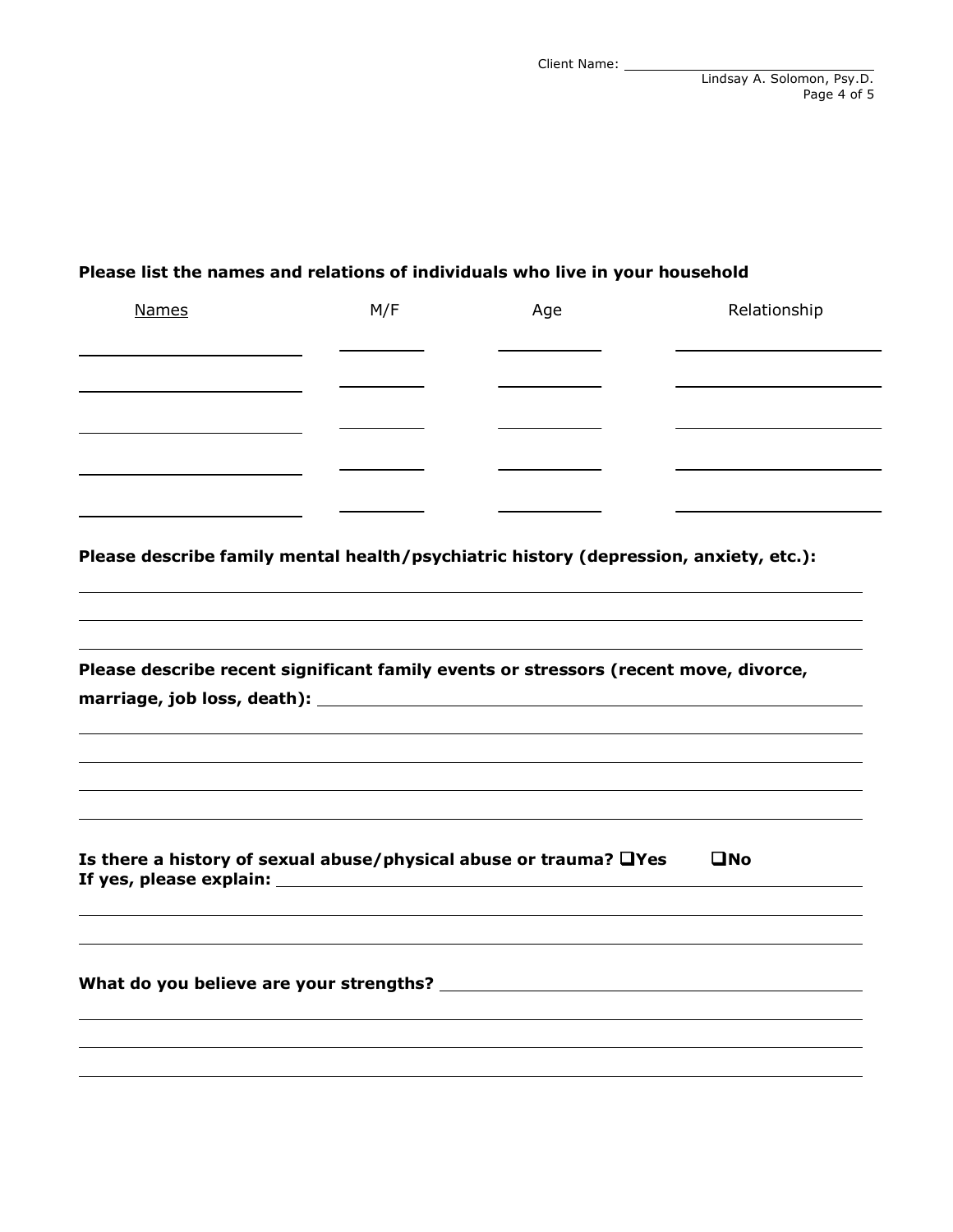Client Name: ______________________________

**Please list the names and relations of individuals who live in your household**

| Names | M/F | Age | Relationship |
|---|---|---|---|
| | | | |
| | | | |
| | | | |
| | | | |
| | | | |

**Please describe family mental health/psychiatric history (depression, anxiety, etc.):**

______________________________________________________________________

______________________________________________________________________

______________________________________________________________________

**Please describe recent significant family events or stressors (recent move, divorce, marriage, job loss, death):** ______________________________________________

______________________________________________________________________

______________________________________________________________________

______________________________________________________________________

______________________________________________________________________

**Is there a history of sexual abuse/physical abuse or trauma?** ☐ **Yes** ☐ **No**
**If yes, please explain:** ______________________________________________

______________________________________________________________________

______________________________________________________________________

**What do you believe are your strengths?** ______________________________________

______________________________________________________________________

______________________________________________________________________

______________________________________________________________________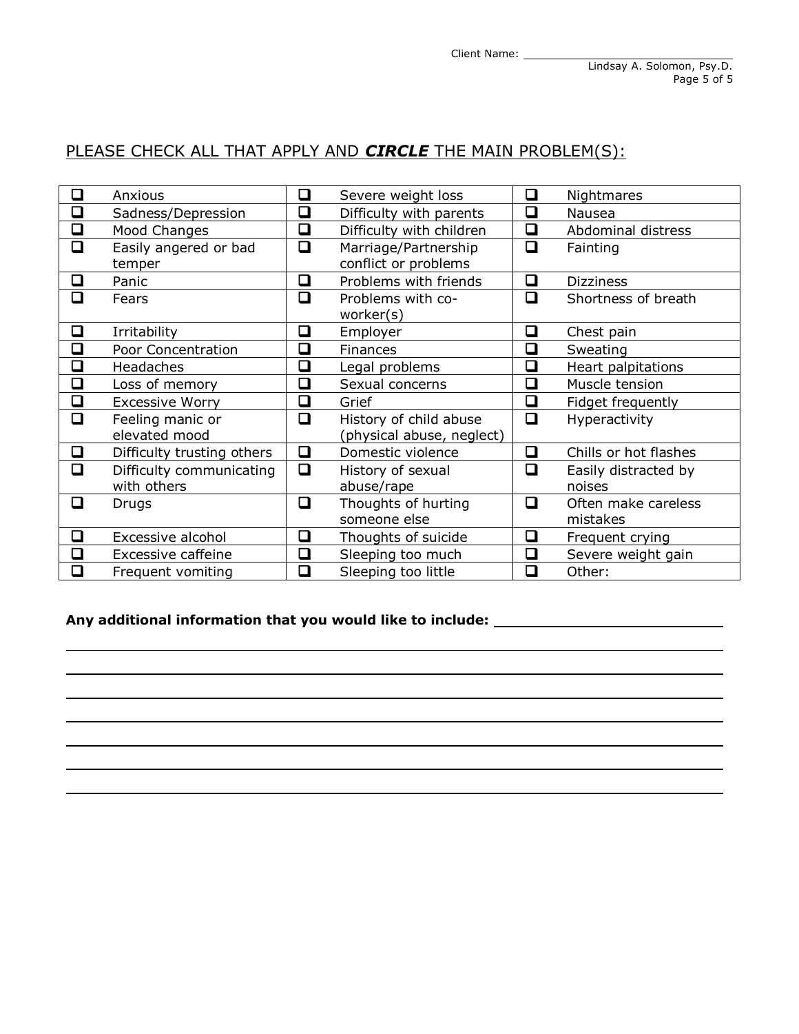Client Name: ___________________________

PLEASE CHECK ALL THAT APPLY AND ***CIRCLE*** THE MAIN PROBLEM(S):

| | | | | | |
|---|---|---|---|---|---|
| ☐ | Anxious | ☐ | Severe weight loss | ☐ | Nightmares |
| ☐ | Sadness/Depression | ☐ | Difficulty with parents | ☐ | Nausea |
| ☐ | Mood Changes | ☐ | Difficulty with children | ☐ | Abdominal distress |
| ☐ | Easily angered or bad temper | ☐ | Marriage/Partnership conflict or problems | ☐ | Fainting |
| ☐ | Panic | ☐ | Problems with friends | ☐ | Dizziness |
| ☐ | Fears | ☐ | Problems with co-worker(s) | ☐ | Shortness of breath |
| ☐ | Irritability | ☐ | Employer | ☐ | Chest pain |
| ☐ | Poor Concentration | ☐ | Finances | ☐ | Sweating |
| ☐ | Headaches | ☐ | Legal problems | ☐ | Heart palpitations |
| ☐ | Loss of memory | ☐ | Sexual concerns | ☐ | Muscle tension |
| ☐ | Excessive Worry | ☐ | Grief | ☐ | Fidget frequently |
| ☐ | Feeling manic or elevated mood | ☐ | History of child abuse (physical abuse, neglect) | ☐ | Hyperactivity |
| ☐ | Difficulty trusting others | ☐ | Domestic violence | ☐ | Chills or hot flashes |
| ☐ | Difficulty communicating with others | ☐ | History of sexual abuse/rape | ☐ | Easily distracted by noises |
| ☐ | Drugs | ☐ | Thoughts of hurting someone else | ☐ | Often make careless mistakes |
| ☐ | Excessive alcohol | ☐ | Thoughts of suicide | ☐ | Frequent crying |
| ☐ | Excessive caffeine | ☐ | Sleeping too much | ☐ | Severe weight gain |
| ☐ | Frequent vomiting | ☐ | Sleeping too little | ☐ | Other: |

**Any additional information that you would like to include:** ___________________________

___________________________________________________________________________

___________________________________________________________________________

___________________________________________________________________________

___________________________________________________________________________

___________________________________________________________________________

___________________________________________________________________________

___________________________________________________________________________